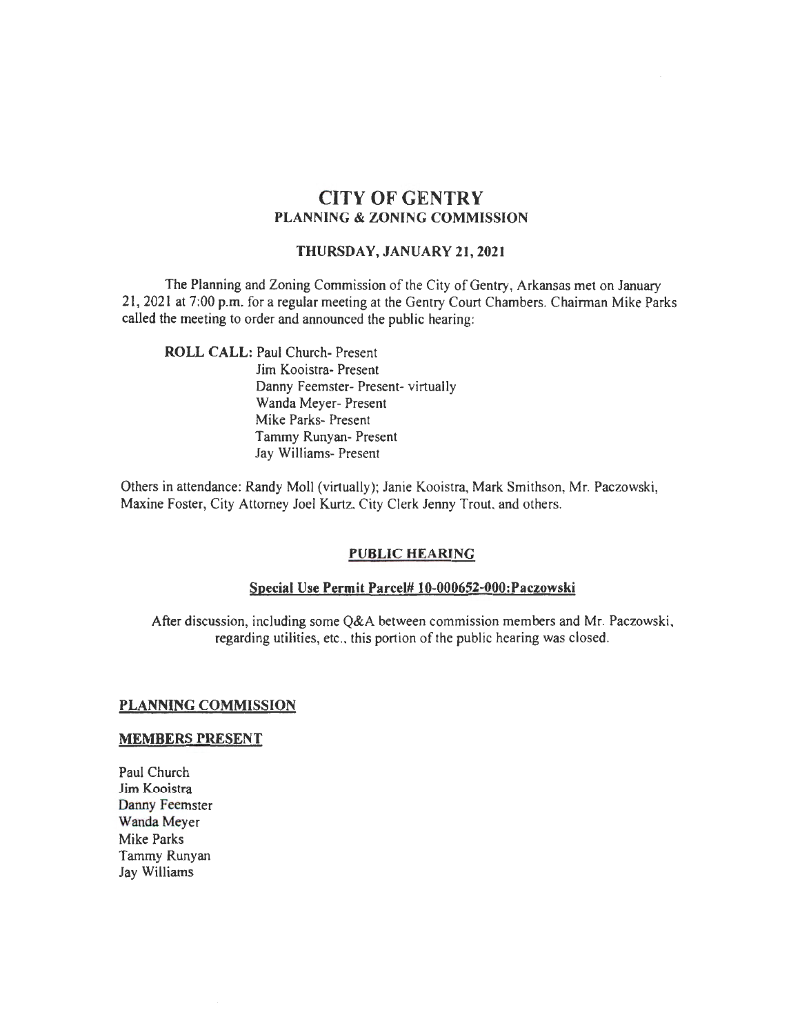# CITY OF GENTRY

## PLANNING & ZONING COMMISSION

### THURSDAY, JANUARY 21, 2021

The Planning and Zoning Commission of the City of Gentry, Arkansas met on January 21, 2021 at 7:00 p.m. for a regular meeting at the Gentry Court Chambers. Chairman Mike Parks called the meeting to order and announced the public hearing:

**ROLL CALL:** Paul Church- Present
Jim Kooistra- Present
Danny Feemster- Present- virtually
Wanda Meyer- Present
Mike Parks- Present
Tammy Runyan- Present
Jay Williams- Present

Others in attendance: Randy Moll (virtually); Janie Kooistra, Mark Smithson, Mr. Paczowski, Maxine Foster, City Attorney Joel Kurtz, City Clerk Jenny Trout, and others.

**PUBLIC HEARING**

**Special Use Permit Parcel# 10-000652-000:Paczowski**

After discussion, including some Q&A between commission members and Mr. Paczowski, regarding utilities, etc., this portion of the public hearing was closed.

**PLANNING COMMISSION**

**MEMBERS PRESENT**

Paul Church
Jim Kooistra
Danny Feemster
Wanda Meyer
Mike Parks
Tammy Runyan
Jay Williams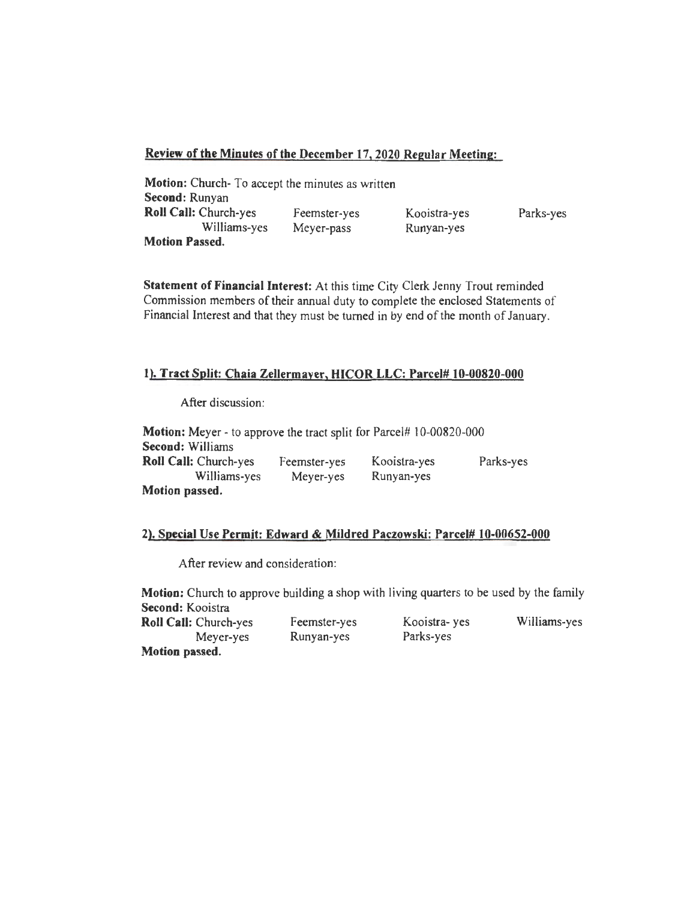**Review of the Minutes of the December 17, 2020 Regular Meeting:**

**Motion:** Church- To accept the minutes as written
**Second:** Runyan
**Roll Call:** Church-yes Feemster-yes Kooistra-yes Parks-yes
Williams-yes Meyer-pass Runyan-yes
**Motion Passed.**

**Statement of Financial Interest:** At this time City Clerk Jenny Trout reminded Commission members of their annual duty to complete the enclosed Statements of Financial Interest and that they must be turned in by end of the month of January.

**1). Tract Split: Chaia Zellermayer, HICOR LLC: Parcel# 10-00820-000**

After discussion:

**Motion:** Meyer - to approve the tract split for Parcel# 10-00820-000
**Second:** Williams
**Roll Call:** Church-yes Feemster-yes Kooistra-yes Parks-yes
Williams-yes Meyer-yes Runyan-yes
**Motion passed.**

**2). Special Use Permit: Edward & Mildred Paczowski: Parcel# 10-00652-000**

After review and consideration:

**Motion:** Church to approve building a shop with living quarters to be used by the family
**Second:** Kooistra
**Roll Call:** Church-yes Feemster-yes Kooistra- yes Williams-yes
Meyer-yes Runyan-yes Parks-yes
**Motion passed.**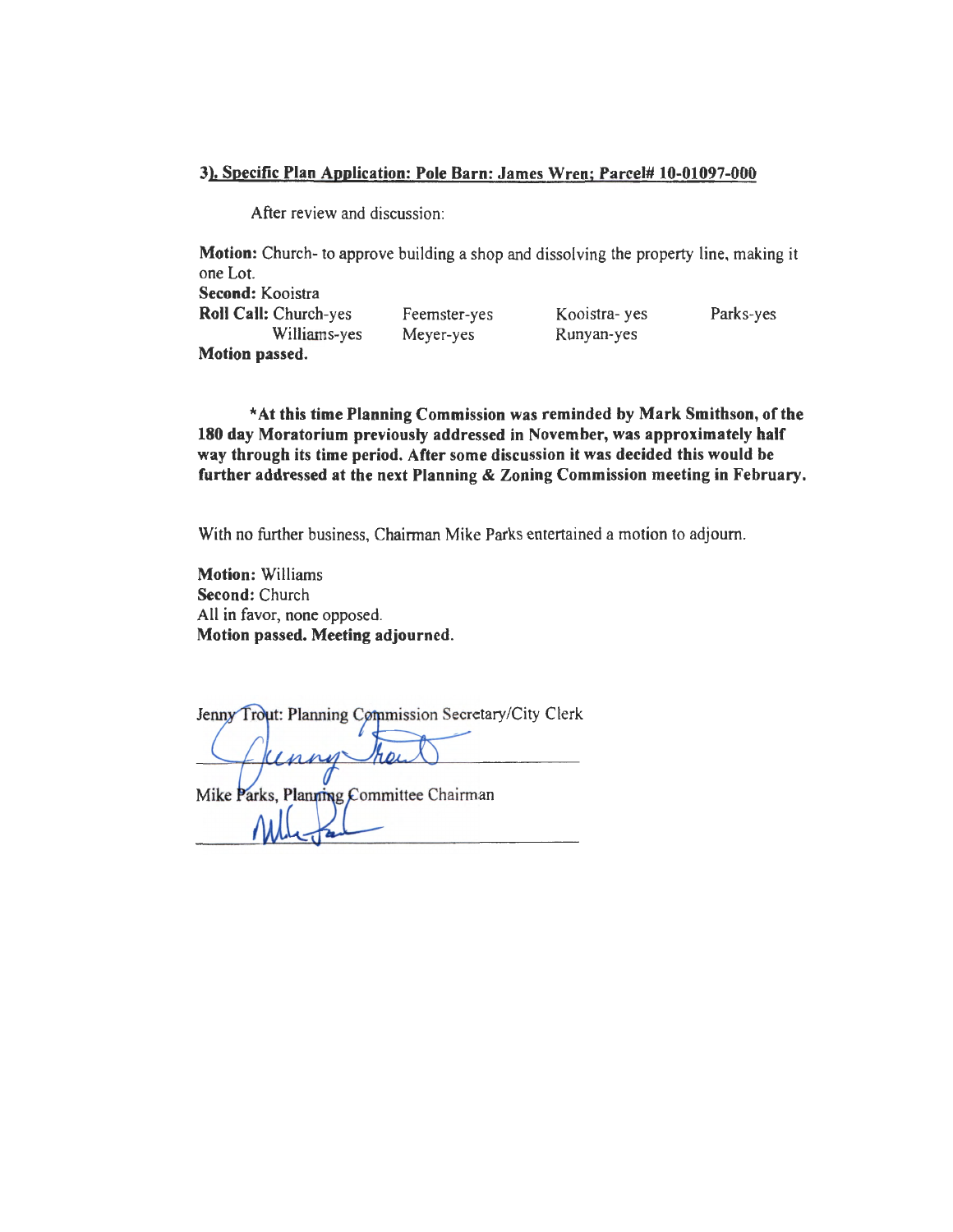**3). Specific Plan Application: Pole Barn: James Wren; Parcel# 10-01097-000**

After review and discussion:

**Motion:** Church- to approve building a shop and dissolving the property line, making it one Lot.
**Second:** Kooistra

| | | | |
|---|---|---|---|
| **Roll Call:** Church-yes | Feemster-yes | Kooistra- yes | Parks-yes |
| Williams-yes | Meyer-yes | Runyan-yes | |

**Motion passed.**

**\*At this time Planning Commission was reminded by Mark Smithson, of the 180 day Moratorium previously addressed in November, was approximately half way through its time period. After some discussion it was decided this would be further addressed at the next Planning & Zoning Commission meeting in February.**

With no further business, Chairman Mike Parks entertained a motion to adjourn.

**Motion:** Williams
**Second:** Church
All in favor, none opposed.
**Motion passed. Meeting adjourned.**

Jenny Trout: Planning Commission Secretary/City Clerk

Mike Parks, Planning Committee Chairman